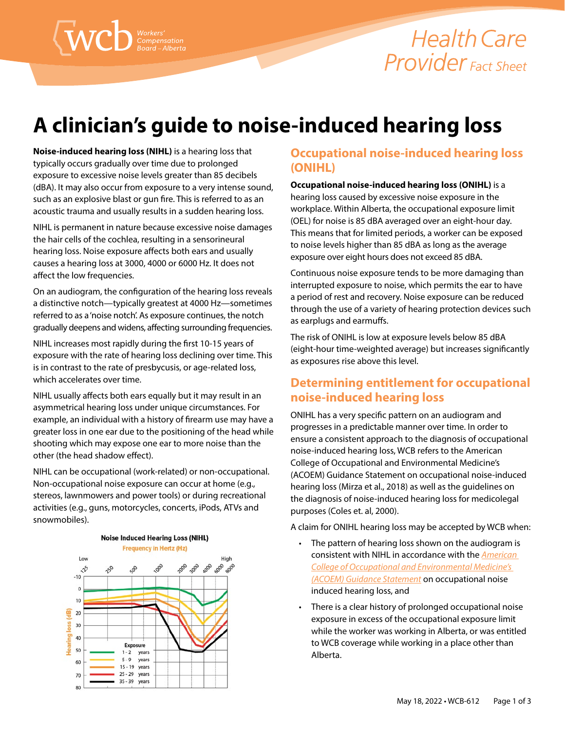# A clinician's guide to noise-induced hearing loss

**Noise-induced hearing loss (NIHL)** is a hearing loss that typically occurs gradually over time due to prolonged exposure to excessive noise levels greater than 85 decibels (dBA). It may also occur from exposure to a very intense sound, such as an explosive blast or gun fire. This is referred to as an acoustic trauma and usually results in a sudden hearing loss.

NIHL is permanent in nature because excessive noise damages the hair cells of the cochlea, resulting in a sensorineural hearing loss. Noise exposure affects both ears and usually causes a hearing loss at 3000, 4000 or 6000 Hz. It does not affect the low frequencies.

On an audiogram, the configuration of the hearing loss reveals a distinctive notch—typically greatest at 4000 Hz—sometimes referred to as a 'noise notch'. As exposure continues, the notch gradually deepens and widens, affecting surrounding frequencies.

NIHL increases most rapidly during the first 10-15 years of exposure with the rate of hearing loss declining over time. This is in contrast to the rate of presbycusis, or age-related loss, which accelerates over time.

NIHL usually affects both ears equally but it may result in an asymmetrical hearing loss under unique circumstances. For example, an individual with a history of firearm use may have a greater loss in one ear due to the positioning of the head while shooting which may expose one ear to more noise than the other (the head shadow effect).

NIHL can be occupational (work-related) or non-occupational. Non-occupational noise exposure can occur at home (e.g., stereos, lawnmowers and power tools) or during recreational activities (e.g., guns, motorcycles, concerts, iPods, ATVs and snowmobiles).

## Occupational noise-induced hearing loss (ONIHL)

**Occupational noise-induced hearing loss (ONIHL)** is a hearing loss caused by excessive noise exposure in the workplace. Within Alberta, the occupational exposure limit (OEL) for noise is 85 dBA averaged over an eight-hour day. This means that for limited periods, a worker can be exposed to noise levels higher than 85 dBA as long as the average exposure over eight hours does not exceed 85 dBA.

Continuous noise exposure tends to be more damaging than interrupted exposure to noise, which permits the ear to have a period of rest and recovery. Noise exposure can be reduced through the use of a variety of hearing protection devices such as earplugs and earmuffs.

The risk of ONIHL is low at exposure levels below 85 dBA (eight-hour time-weighted average) but increases significantly as exposures rise above this level.

## Determining entitlement for occupational noise-induced hearing loss

ONIHL has a very specific pattern on an audiogram and progresses in a predictable manner over time. In order to ensure a consistent approach to the diagnosis of occupational noise-induced hearing loss, WCB refers to the American College of Occupational and Environmental Medicine's (ACOEM) Guidance Statement on occupational noise-induced hearing loss (Mirza et al., 2018) as well as the guidelines on the diagnosis of noise-induced hearing loss for medicolegal purposes (Coles et. al, 2000).

A claim for ONIHL hearing loss may be accepted by WCB when:

- The pattern of hearing loss shown on the audiogram is consistent with NIHL in accordance with the *American College of Occupational and Environmental Medicine's (ACOEM) Guidance Statement* on occupational noise induced hearing loss, and
- There is a clear history of prolonged occupational noise exposure in excess of the occupational exposure limit while the worker was working in Alberta, or was entitled to WCB coverage while working in a place other than Alberta.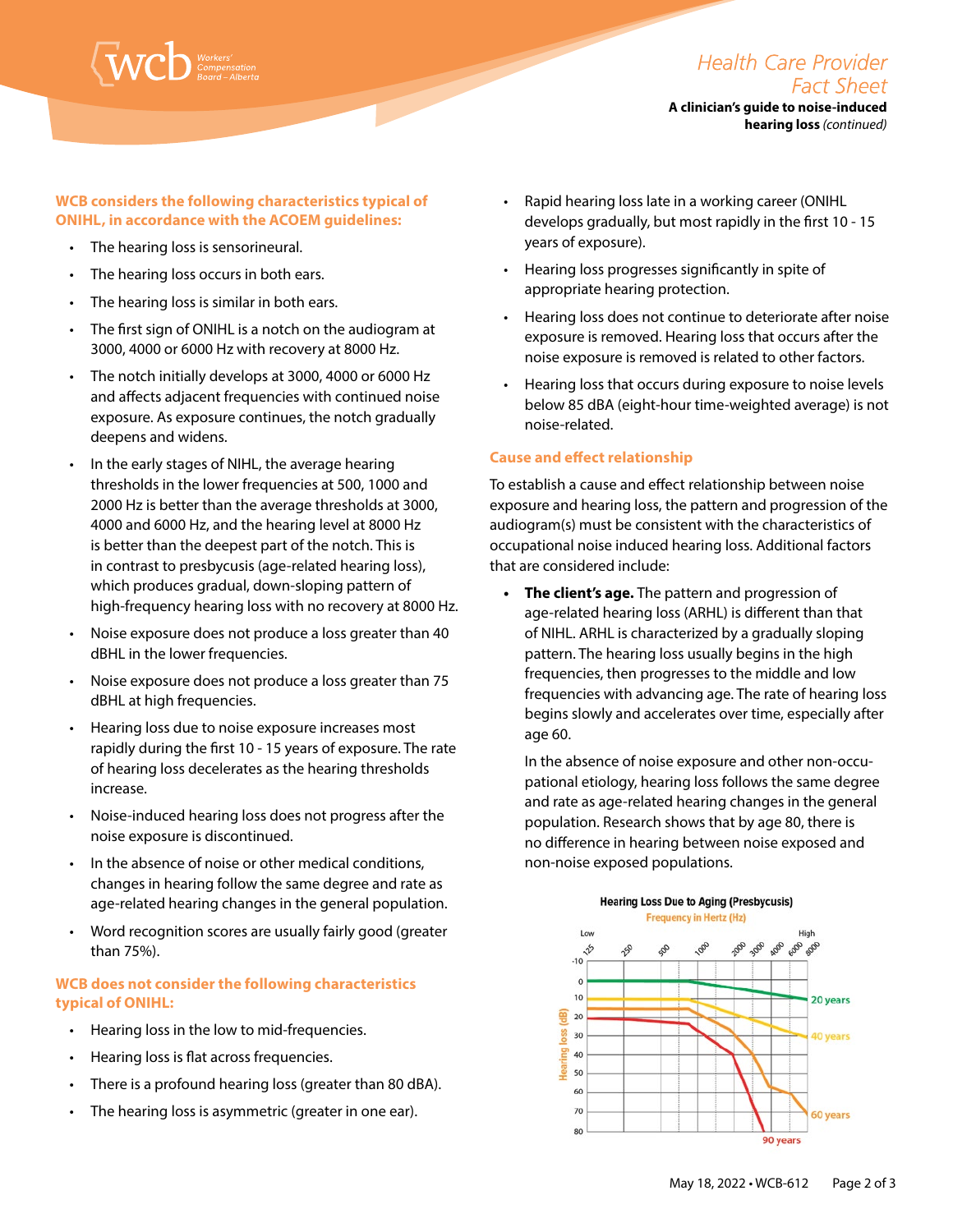**WCB considers the following characteristics typical of ONIHL, in accordance with the ACOEM guidelines:**

- The hearing loss is sensorineural.
- The hearing loss occurs in both ears.
- The hearing loss is similar in both ears.
- The first sign of ONIHL is a notch on the audiogram at 3000, 4000 or 6000 Hz with recovery at 8000 Hz.
- The notch initially develops at 3000, 4000 or 6000 Hz and affects adjacent frequencies with continued noise exposure. As exposure continues, the notch gradually deepens and widens.
- In the early stages of NIHL, the average hearing thresholds in the lower frequencies at 500, 1000 and 2000 Hz is better than the average thresholds at 3000, 4000 and 6000 Hz, and the hearing level at 8000 Hz is better than the deepest part of the notch. This is in contrast to presbycusis (age-related hearing loss), which produces gradual, down-sloping pattern of high-frequency hearing loss with no recovery at 8000 Hz.
- Noise exposure does not produce a loss greater than 40 dBHL in the lower frequencies.
- Noise exposure does not produce a loss greater than 75 dBHL at high frequencies.
- Hearing loss due to noise exposure increases most rapidly during the first 10 - 15 years of exposure. The rate of hearing loss decelerates as the hearing thresholds increase.
- Noise-induced hearing loss does not progress after the noise exposure is discontinued.
- In the absence of noise or other medical conditions, changes in hearing follow the same degree and rate as age-related hearing changes in the general population.
- Word recognition scores are usually fairly good (greater than 75%).

**WCB does not consider the following characteristics typical of ONIHL:**

- Hearing loss in the low to mid-frequencies.
- Hearing loss is flat across frequencies.
- There is a profound hearing loss (greater than 80 dBA).
- The hearing loss is asymmetric (greater in one ear).
- Rapid hearing loss late in a working career (ONIHL develops gradually, but most rapidly in the first 10 - 15 years of exposure).
- Hearing loss progresses significantly in spite of appropriate hearing protection.
- Hearing loss does not continue to deteriorate after noise exposure is removed. Hearing loss that occurs after the noise exposure is removed is related to other factors.
- Hearing loss that occurs during exposure to noise levels below 85 dBA (eight-hour time-weighted average) is not noise-related.

**Cause and effect relationship**

To establish a cause and effect relationship between noise exposure and hearing loss, the pattern and progression of the audiogram(s) must be consistent with the characteristics of occupational noise induced hearing loss. Additional factors that are considered include:

- **The client's age.** The pattern and progression of age-related hearing loss (ARHL) is different than that of NIHL. ARHL is characterized by a gradually sloping pattern. The hearing loss usually begins in the high frequencies, then progresses to the middle and low frequencies with advancing age. The rate of hearing loss begins slowly and accelerates over time, especially after age 60.

  In the absence of noise exposure and other non-occupational etiology, hearing loss follows the same degree and rate as age-related hearing changes in the general population. Research shows that by age 80, there is no difference in hearing between noise exposed and non-noise exposed populations.

**Hearing Loss Due to Aging (Presbycusis)**

Frequency in Hertz (Hz): Low 125, 250, 500, 1000, 2000, 3000, 4000, 6000, 8000 High

Hearing loss (dB): -10 to 80

Curves: 20 years, 40 years, 60 years, 90 years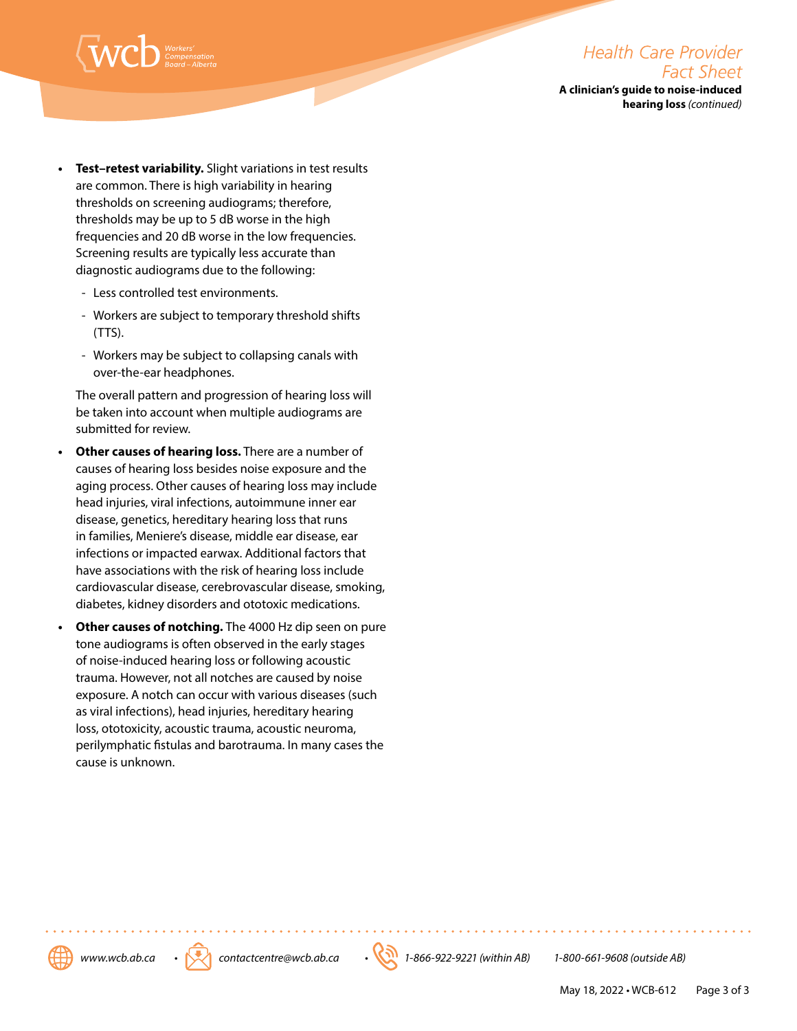- **Test–retest variability.** Slight variations in test results are common. There is high variability in hearing thresholds on screening audiograms; therefore, thresholds may be up to 5 dB worse in the high frequencies and 20 dB worse in the low frequencies. Screening results are typically less accurate than diagnostic audiograms due to the following:
  - Less controlled test environments.
  - Workers are subject to temporary threshold shifts (TTS).
  - Workers may be subject to collapsing canals with over-the-ear headphones.

  The overall pattern and progression of hearing loss will be taken into account when multiple audiograms are submitted for review.

- **Other causes of hearing loss.** There are a number of causes of hearing loss besides noise exposure and the aging process. Other causes of hearing loss may include head injuries, viral infections, autoimmune inner ear disease, genetics, hereditary hearing loss that runs in families, Meniere's disease, middle ear disease, ear infections or impacted earwax. Additional factors that have associations with the risk of hearing loss include cardiovascular disease, cerebrovascular disease, smoking, diabetes, kidney disorders and ototoxic medications.

- **Other causes of notching.** The 4000 Hz dip seen on pure tone audiograms is often observed in the early stages of noise-induced hearing loss or following acoustic trauma. However, not all notches are caused by noise exposure. A notch can occur with various diseases (such as viral infections), head injuries, hereditary hearing loss, ototoxicity, acoustic trauma, acoustic neuroma, perilymphatic fistulas and barotrauma. In many cases the cause is unknown.